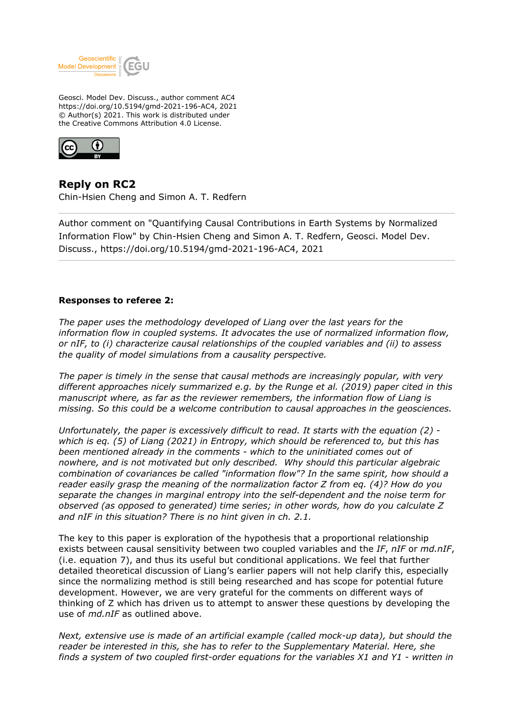Geosci. Model Dev. Discuss., author comment AC4
https://doi.org/10.5194/gmd-2021-196-AC4, 2021
© Author(s) 2021. This work is distributed under
the Creative Commons Attribution 4.0 License.

## Reply on RC2

Chin-Hsien Cheng and Simon A. T. Redfern

---

Author comment on "Quantifying Causal Contributions in Earth Systems by Normalized Information Flow" by Chin-Hsien Cheng and Simon A. T. Redfern, Geosci. Model Dev. Discuss., https://doi.org/10.5194/gmd-2021-196-AC4, 2021

---

**Responses to referee 2:**

*The paper uses the methodology developed of Liang over the last years for the information flow in coupled systems. It advocates the use of normalized information flow, or nIF, to (i) characterize causal relationships of the coupled variables and (ii) to assess the quality of model simulations from a causality perspective.*

*The paper is timely in the sense that causal methods are increasingly popular, with very different approaches nicely summarized e.g. by the Runge et al. (2019) paper cited in this manuscript where, as far as the reviewer remembers, the information flow of Liang is missing. So this could be a welcome contribution to causal approaches in the geosciences.*

*Unfortunately, the paper is excessively difficult to read. It starts with the equation (2) - which is eq. (5) of Liang (2021) in Entropy, which should be referenced to, but this has been mentioned already in the comments - which to the uninitiated comes out of nowhere, and is not motivated but only described. Why should this particular algebraic combination of covariances be called "information flow"? In the same spirit, how should a reader easily grasp the meaning of the normalization factor Z from eq. (4)? How do you separate the changes in marginal entropy into the self-dependent and the noise term for observed (as opposed to generated) time series; in other words, how do you calculate Z and nIF in this situation? There is no hint given in ch. 2.1.*

The key to this paper is exploration of the hypothesis that a proportional relationship exists between causal sensitivity between two coupled variables and the *IF*, *nIF* or *md.nIF*, (i.e. equation 7), and thus its useful but conditional applications. We feel that further detailed theoretical discussion of Liang's earlier papers will not help clarify this, especially since the normalizing method is still being researched and has scope for potential future development. However, we are very grateful for the comments on different ways of thinking of Z which has driven us to attempt to answer these questions by developing the use of *md.nIF* as outlined above.

*Next, extensive use is made of an artificial example (called mock-up data), but should the reader be interested in this, she has to refer to the Supplementary Material. Here, she finds a system of two coupled first-order equations for the variables X1 and Y1 - written in*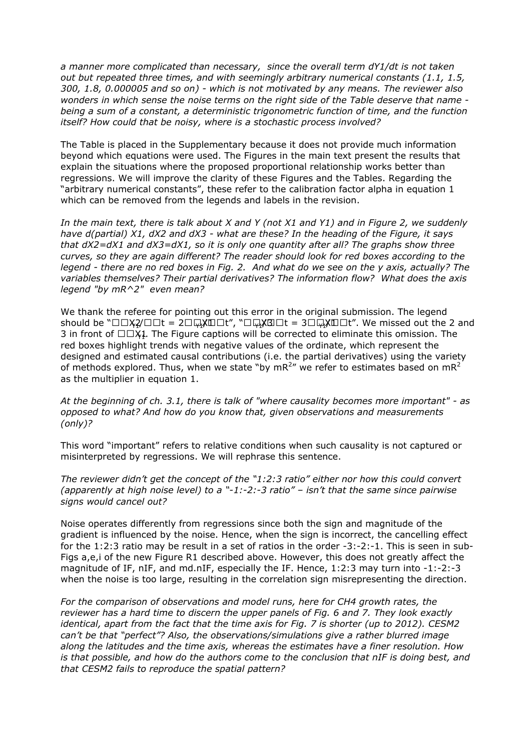*a manner more complicated than necessary, since the overall term dY1/dt is not taken out but repeated three times, and with seemingly arbitrary numerical constants (1.1, 1.5, 300, 1.8, 0.000005 and so on) - which is not motivated by any means. The reviewer also wonders in which sense the noise terms on the right side of the Table deserve that name - being a sum of a constant, a deterministic trigonometric function of time, and the function itself? How could that be noisy, where is a stochastic process involved?*

The Table is placed in the Supplementary because it does not provide much information beyond which equations were used. The Figures in the main text present the results that explain the situations where the proposed proportional relationship works better than regressions. We will improve the clarity of these Figures and the Tables. Regarding the "arbitrary numerical constants", these refer to the calibration factor alpha in equation 1 which can be removed from the legends and labels in the revision.

*In the main text, there is talk about X and Y (not X1 and Y1) and in Figure 2, we suddenly have d(partial) X1, dX2 and dX3 - what are these? In the heading of the Figure, it says that dX2=dX1 and dX3=dX1, so it is only one quantity after all? The graphs show three curves, so they are again different? The reader should look for red boxes according to the legend - there are no red boxes in Fig. 2. And what do we see on the y axis, actually? The variables themselves? Their partial derivatives? The information flow? What does the axis legend "by mR^2" even mean?*

We thank the referee for pointing out this error in the original submission. The legend should be "$\partial X_2/\partial t = 2\partial X_1/\partial t$", "$\partial X_3/\partial t = 3\partial X_1/\partial t$". We missed out the 2 and 3 in front of $\partial X_1$. The Figure captions will be corrected to eliminate this omission. The red boxes highlight trends with negative values of the ordinate, which represent the designed and estimated causal contributions (i.e. the partial derivatives) using the variety of methods explored. Thus, when we state "by $mR^2$" we refer to estimates based on $mR^2$ as the multiplier in equation 1.

*At the beginning of ch. 3.1, there is talk of "where causality becomes more important" - as opposed to what? And how do you know that, given observations and measurements (only)?*

This word "important" refers to relative conditions when such causality is not captured or misinterpreted by regressions. We will rephrase this sentence.

*The reviewer didn't get the concept of the "1:2:3 ratio" either nor how this could convert (apparently at high noise level) to a "-1:-2:-3 ratio" – isn't that the same since pairwise signs would cancel out?*

Noise operates differently from regressions since both the sign and magnitude of the gradient is influenced by the noise. Hence, when the sign is incorrect, the cancelling effect for the 1:2:3 ratio may be result in a set of ratios in the order -3:-2:-1. This is seen in sub-Figs a,e,i of the new Figure R1 described above. However, this does not greatly affect the magnitude of IF, nIF, and md.nIF, especially the IF. Hence, 1:2:3 may turn into -1:-2:-3 when the noise is too large, resulting in the correlation sign misrepresenting the direction.

*For the comparison of observations and model runs, here for $CH_4$ growth rates, the reviewer has a hard time to discern the upper panels of Fig. 6 and 7. They look exactly identical, apart from the fact that the time axis for Fig. 7 is shorter (up to 2012). CESM2 can't be that "perfect"? Also, the observations/simulations give a rather blurred image along the latitudes and the time axis, whereas the estimates have a finer resolution. How is that possible, and how do the authors come to the conclusion that nIF is doing best, and that CESM2 fails to reproduce the spatial pattern?*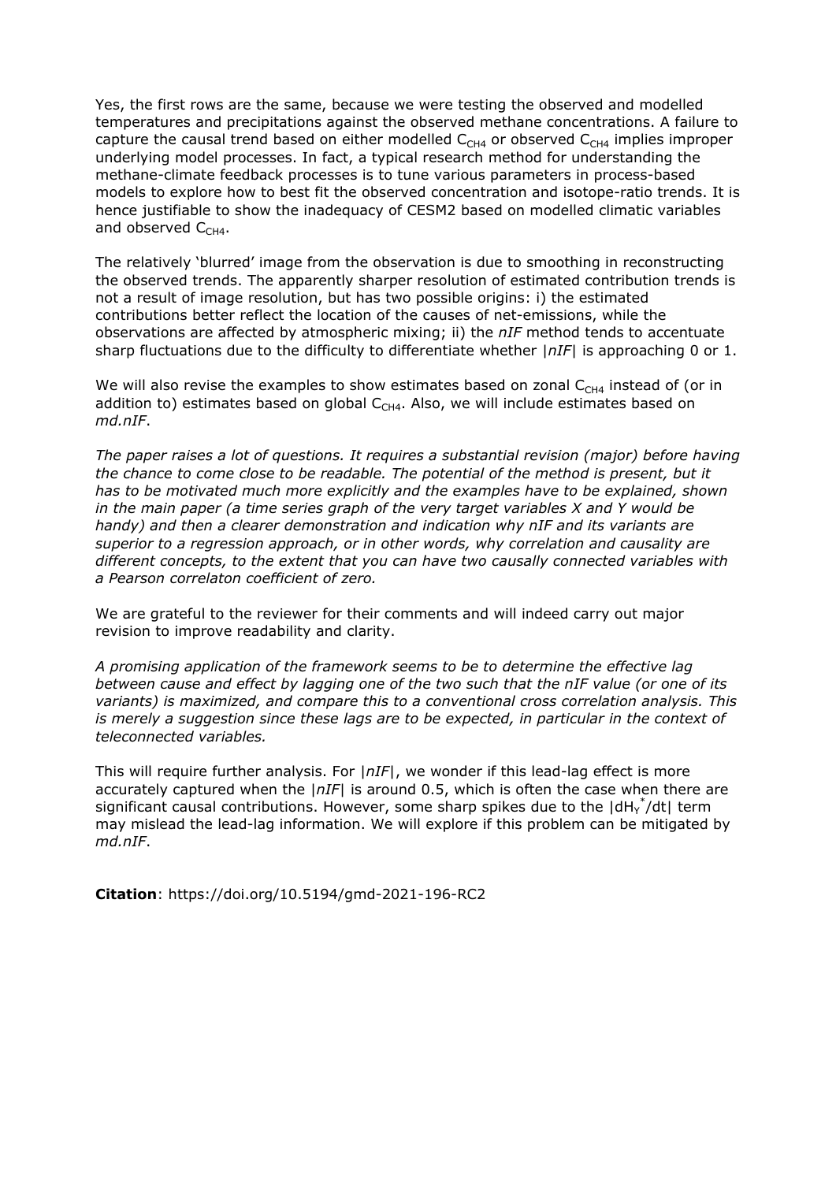Yes, the first rows are the same, because we were testing the observed and modelled temperatures and precipitations against the observed methane concentrations. A failure to capture the causal trend based on either modelled $C_{CH4}$ or observed $C_{CH4}$ implies improper underlying model processes. In fact, a typical research method for understanding the methane-climate feedback processes is to tune various parameters in process-based models to explore how to best fit the observed concentration and isotope-ratio trends. It is hence justifiable to show the inadequacy of CESM2 based on modelled climatic variables and observed $C_{CH4}$.

The relatively 'blurred' image from the observation is due to smoothing in reconstructing the observed trends. The apparently sharper resolution of estimated contribution trends is not a result of image resolution, but has two possible origins: i) the estimated contributions better reflect the location of the causes of net-emissions, while the observations are affected by atmospheric mixing; ii) the *nIF* method tends to accentuate sharp fluctuations due to the difficulty to differentiate whether $|nIF|$ is approaching 0 or 1.

We will also revise the examples to show estimates based on zonal $C_{CH4}$ instead of (or in addition to) estimates based on global $C_{CH4}$. Also, we will include estimates based on *md.nIF*.

*The paper raises a lot of questions. It requires a substantial revision (major) before having the chance to come close to be readable. The potential of the method is present, but it has to be motivated much more explicitly and the examples have to be explained, shown in the main paper (a time series graph of the very target variables X and Y would be handy) and then a clearer demonstration and indication why nIF and its variants are superior to a regression approach, or in other words, why correlation and causality are different concepts, to the extent that you can have two causally connected variables with a Pearson correlaton coefficient of zero.*

We are grateful to the reviewer for their comments and will indeed carry out major revision to improve readability and clarity.

*A promising application of the framework seems to be to determine the effective lag between cause and effect by lagging one of the two such that the nIF value (or one of its variants) is maximized, and compare this to a conventional cross correlation analysis. This is merely a suggestion since these lags are to be expected, in particular in the context of teleconnected variables.*

This will require further analysis. For $|nIF|$, we wonder if this lead-lag effect is more accurately captured when the $|nIF|$ is around 0.5, which is often the case when there are significant causal contributions. However, some sharp spikes due to the $|dH_Y^*/dt|$ term may mislead the lead-lag information. We will explore if this problem can be mitigated by *md.nIF*.

**Citation**: https://doi.org/10.5194/gmd-2021-196-RC2